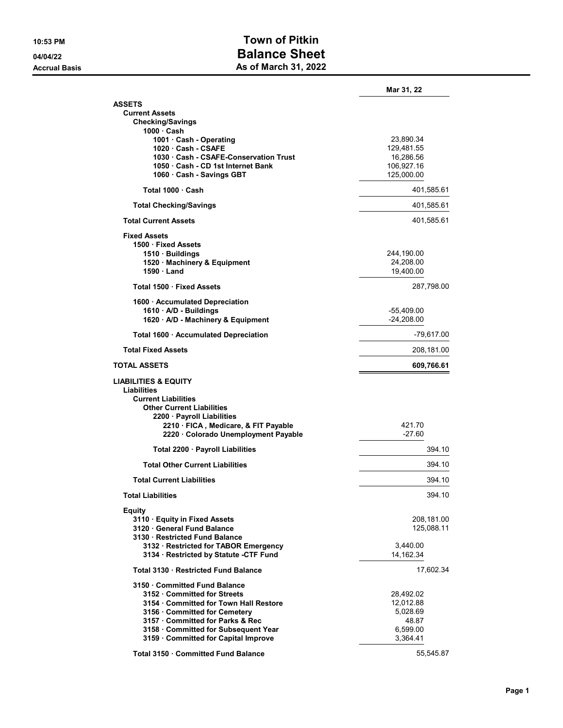# Town of Pitkin
## Balance Sheet
### As of March 31, 2022

10:53 PM
04/04/22
Accrual Basis

| | | Mar 31, 22 |
|---|---|---|
| **ASSETS** | | |
| **Current Assets** | | |
| **Checking/Savings** | | |
| **1000 · Cash** | | |
| **1001 · Cash - Operating** | 23,890.34 | |
| **1020 · Cash - CSAFE** | 129,481.55 | |
| **1030 · Cash - CSAFE-Conservation Trust** | 16,286.56 | |
| **1050 · Cash - CD 1st Internet Bank** | 106,927.16 | |
| **1060 · Cash - Savings GBT** | 125,000.00 | |
| **Total 1000 · Cash** | | 401,585.61 |
| **Total Checking/Savings** | | 401,585.61 |
| **Total Current Assets** | | 401,585.61 |
| **Fixed Assets** | | |
| **1500 · Fixed Assets** | | |
| **1510 · Buildings** | 244,190.00 | |
| **1520 · Machinery & Equipment** | 24,208.00 | |
| **1590 · Land** | 19,400.00 | |
| **Total 1500 · Fixed Assets** | | 287,798.00 |
| **1600 · Accumulated Depreciation** | | |
| **1610 · A/D - Buildings** | -55,409.00 | |
| **1620 · A/D - Machinery & Equipment** | -24,208.00 | |
| **Total 1600 · Accumulated Depreciation** | | -79,617.00 |
| **Total Fixed Assets** | | 208,181.00 |
| **TOTAL ASSETS** | | **609,766.61** |
| **LIABILITIES & EQUITY** | | |
| **Liabilities** | | |
| **Current Liabilities** | | |
| **Other Current Liabilities** | | |
| **2200 · Payroll Liabilities** | | |
| **2210 · FICA , Medicare, & FIT Payable** | 421.70 | |
| **2220 · Colorado Unemployment Payable** | -27.60 | |
| **Total 2200 · Payroll Liabilities** | | 394.10 |
| **Total Other Current Liabilities** | | 394.10 |
| **Total Current Liabilities** | | 394.10 |
| **Total Liabilities** | | 394.10 |
| **Equity** | | |
| **3110 · Equity in Fixed Assets** | | 208,181.00 |
| **3120 · General Fund Balance** | | 125,088.11 |
| **3130 · Restricted Fund Balance** | | |
| **3132 · Restricted for TABOR Emergency** | 3,440.00 | |
| **3134 · Restricted by Statute -CTF Fund** | 14,162.34 | |
| **Total 3130 · Restricted Fund Balance** | | 17,602.34 |
| **3150 · Committed Fund Balance** | | |
| **3152 · Committed for Streets** | 28,492.02 | |
| **3154 · Committed for Town Hall Restore** | 12,012.88 | |
| **3156 · Committed for Cemetery** | 5,028.69 | |
| **3157 · Committed for Parks & Rec** | 48.87 | |
| **3158 · Committed for Subsequent Year** | 6,599.00 | |
| **3159 · Committed for Capital Improve** | 3,364.41 | |
| **Total 3150 · Committed Fund Balance** | | 55,545.87 |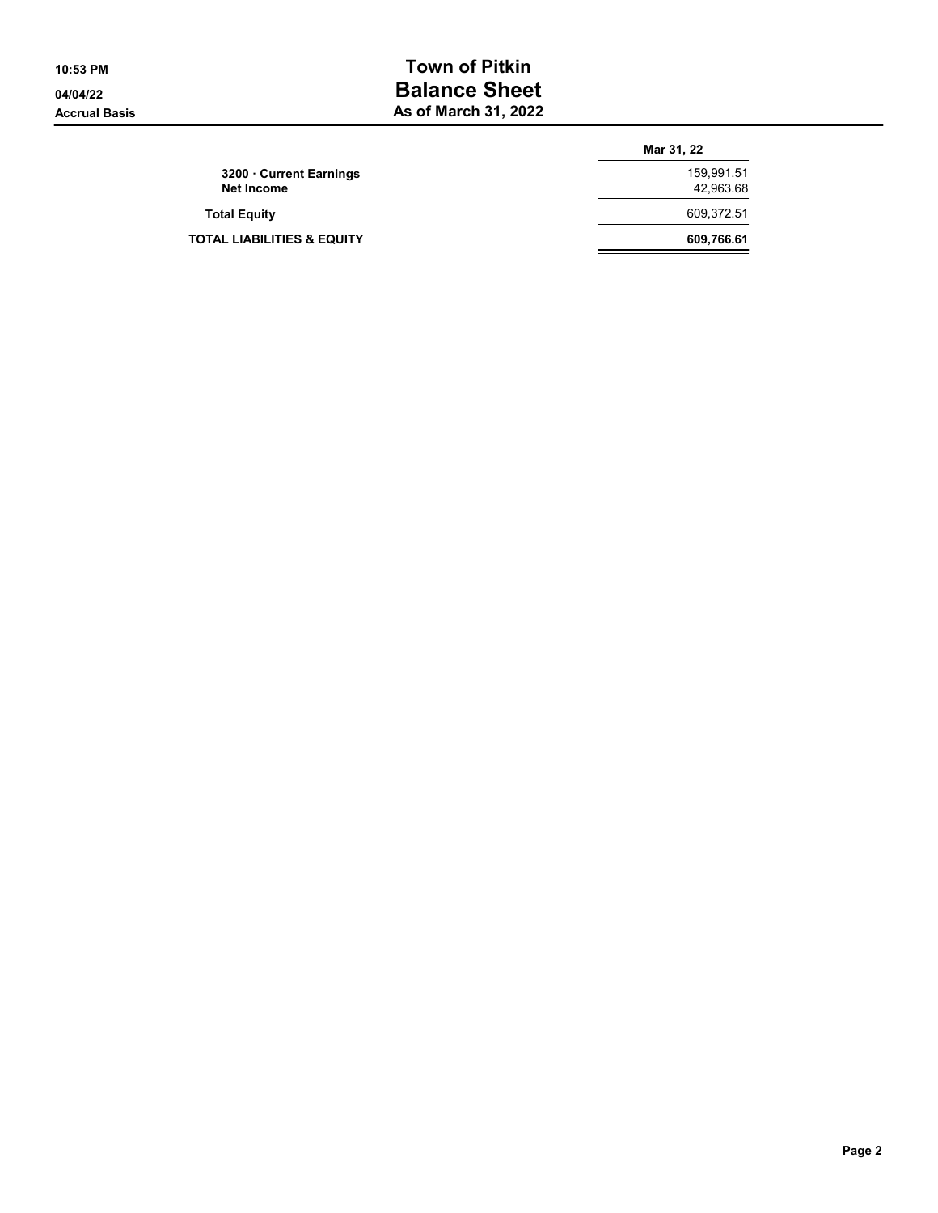# Town of Pitkin
## Balance Sheet
### As of March 31, 2022

10:53 PM
04/04/22
Accrual Basis

| | Mar 31, 22 |
|---|---|
| 3200 · Current Earnings | 159,991.51 |
| **Net Income** | 42,963.68 |
| **Total Equity** | 609,372.51 |
| **TOTAL LIABILITIES & EQUITY** | **609,766.61** |